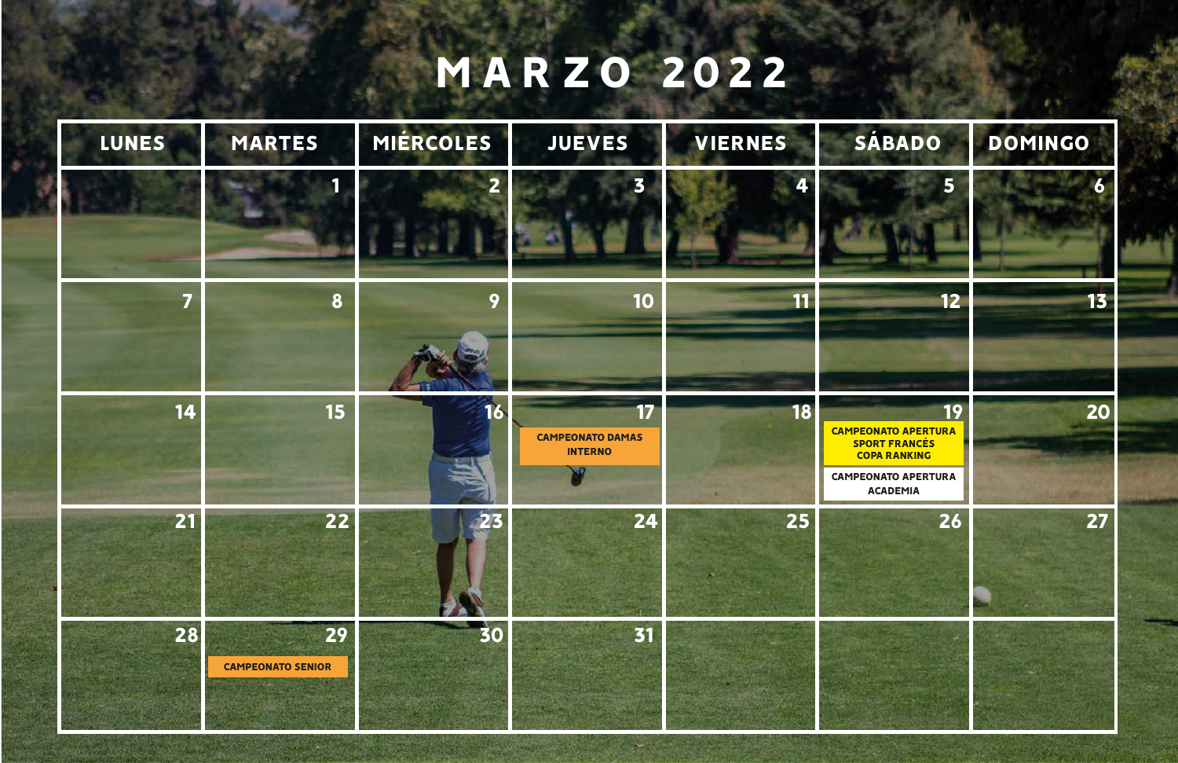# MARZO 2022

| LUNES | MARTES | MIÉRCOLES | JUEVES | VIERNES | SÁBADO | DOMINGO |
|---|---|---|---|---|---|---|
| | 1 | 2 | 3 | 4 | 5 | 6 |
| 7 | 8 | 9 | 10 | 11 | 12 | 13 |
| 14 | 15 | 16 | 17 CAMPEONATO DAMAS INTERNO | 18 | 19 CAMPEONATO APERTURA SPORT FRANCÉS COPA RANKING; CAMPEONATO APERTURA ACADEMIA | 20 |
| 21 | 22 | 23 | 24 | 25 | 26 | 27 |
| 28 | 29 CAMPEONATO SENIOR | 30 | 31 | | | |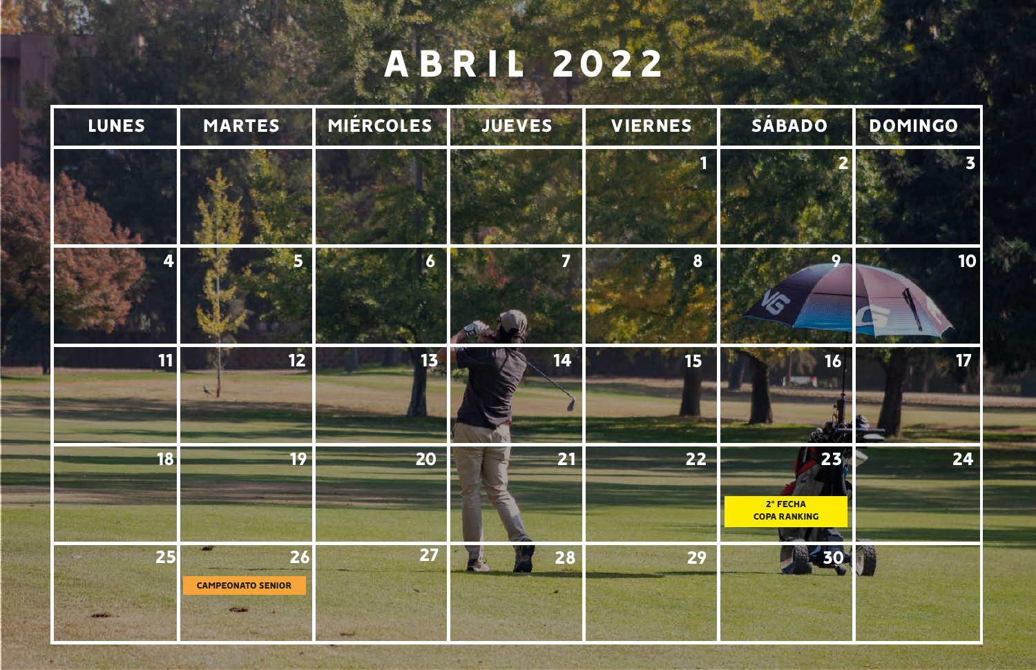# ABRIL 2022

| LUNES | MARTES | MIÉRCOLES | JUEVES | VIERNES | SÁBADO | DOMINGO |
|---|---|---|---|---|---|---|
| | | | | 1 | 2 | 3 |
| 4 | 5 | 6 | 7 | 8 | 9 | 10 |
| 11 | 12 | 13 | 14 | 15 | 16 | 17 |
| 18 | 19 | 20 | 21 | 22 | 23 2° FECHA COPA RANKING | 24 |
| 25 | 26 CAMPEONATO SENIOR | 27 | 28 | 29 | 30 | |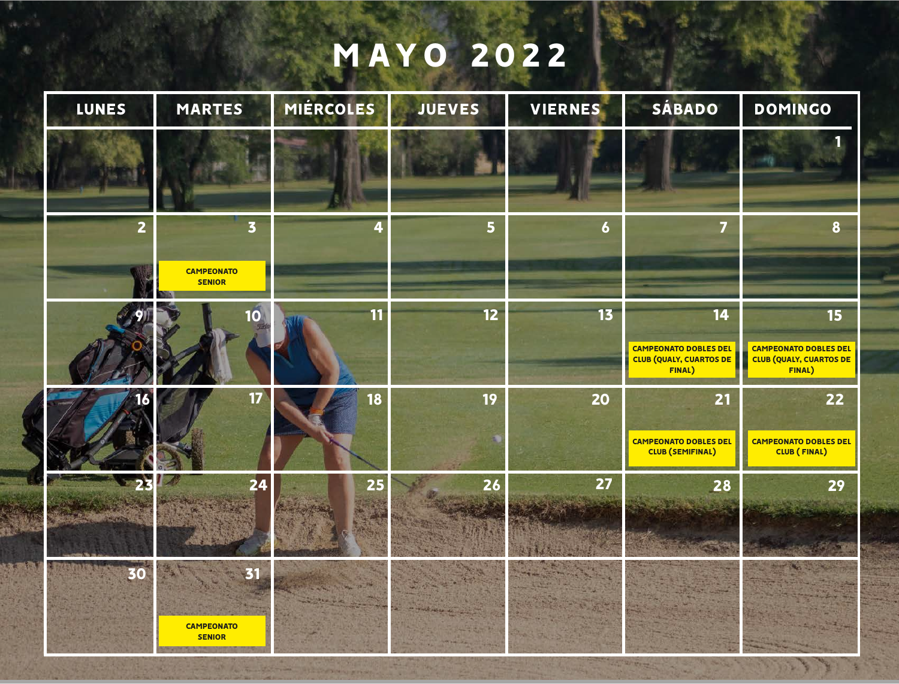# MAYO 2022

| LUNES | MARTES | MIÉRCOLES | JUEVES | VIERNES | SÁBADO | DOMINGO |
| --- | --- | --- | --- | --- | --- | --- |
| | | | | | | 1 |
| 2 | 3 CAMPEONATO SENIOR | 4 | 5 | 6 | 7 | 8 |
| 9 | 10 | 11 | 12 | 13 | 14 CAMPEONATO DOBLES DEL CLUB (QUALY, CUARTOS DE FINAL) | 15 CAMPEONATO DOBLES DEL CLUB (QUALY, CUARTOS DE FINAL) |
| 16 | 17 | 18 | 19 | 20 | 21 CAMPEONATO DOBLES DEL CLUB (SEMIFINAL) | 22 CAMPEONATO DOBLES DEL CLUB ( FINAL) |
| 23 | 24 | 25 | 26 | 27 | 28 | 29 |
| 30 | 31 CAMPEONATO SENIOR | | | | | |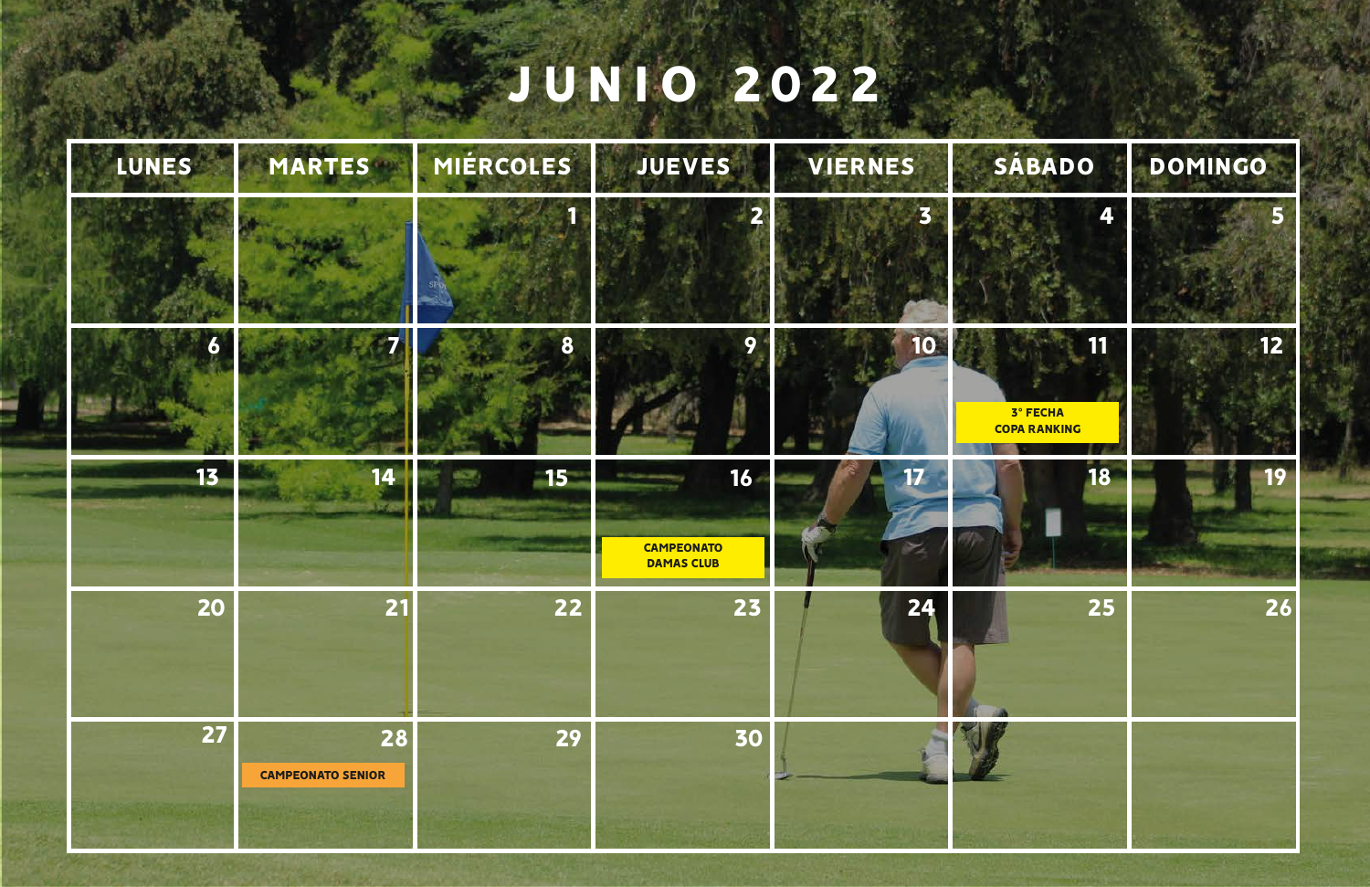# JUNIO 2022

| LUNES | MARTES | MIÉRCOLES | JUEVES | VIERNES | SÁBADO | DOMINGO |
|---|---|---|---|---|---|---|
| | | 1 | 2 | 3 | 4 | 5 |
| 6 | 7 | 8 | 9 | 10 | 11 3° FECHA COPA RANKING | 12 |
| 13 | 14 | 15 | 16 CAMPEONATO DAMAS CLUB | 17 | 18 | 19 |
| 20 | 21 | 22 | 23 | 24 | 25 | 26 |
| 27 | 28 CAMPEONATO SENIOR | 29 | 30 | | | |